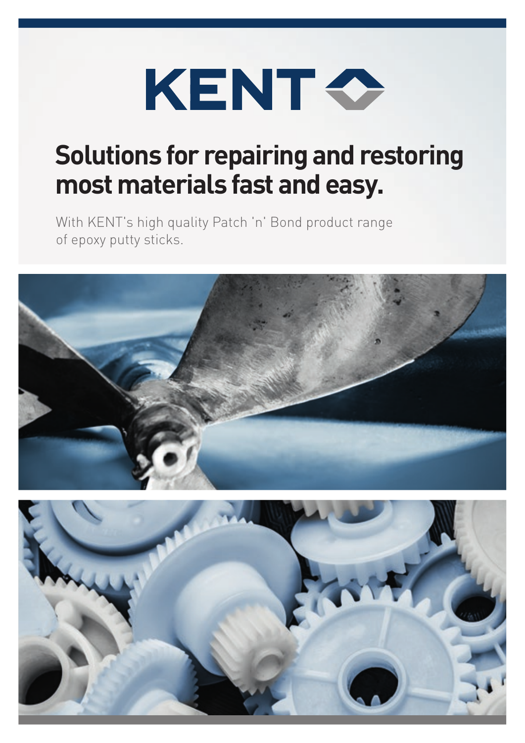# KENT

## Solutions for repairing and restoring most materials fast and easy.

With KENT's high quality Patch 'n' Bond product range of epoxy putty sticks.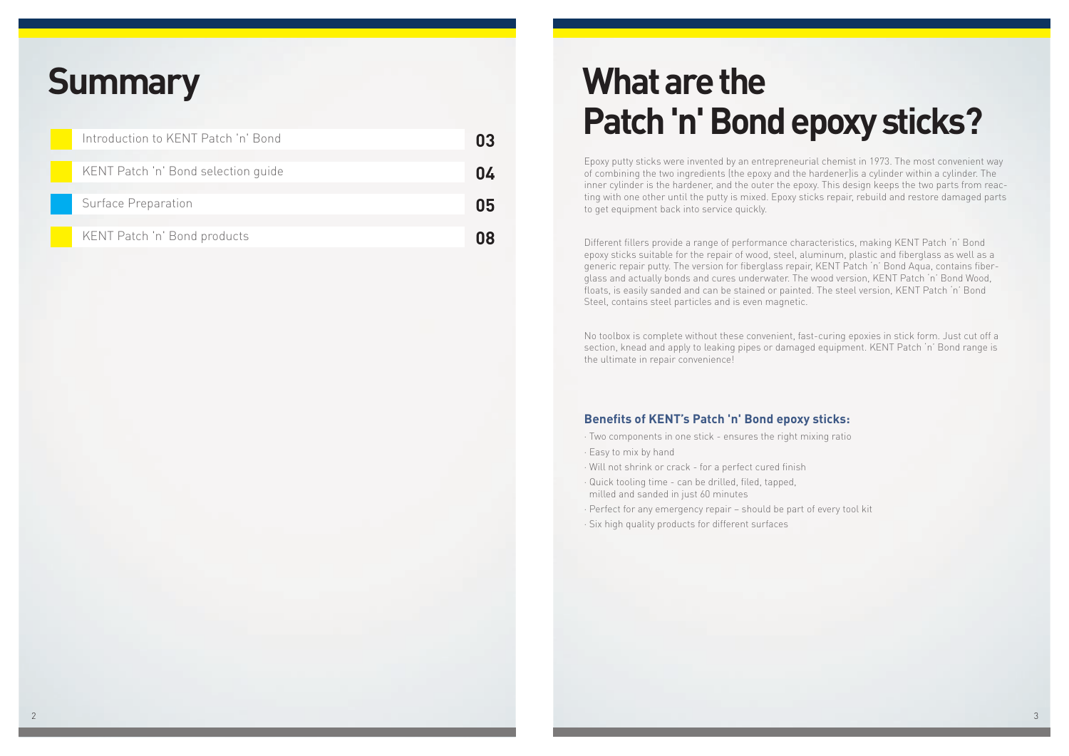# Summary

| | |
|---|---|
| Introduction to KENT Patch 'n' Bond | 03 |
| KENT Patch 'n' Bond selection guide | 04 |
| Surface Preparation | 05 |
| KENT Patch 'n' Bond products | 08 |

# What are the Patch 'n' Bond epoxy sticks?

Epoxy putty sticks were invented by an entrepreneurial chemist in 1973. The most convenient way of combining the two ingredients (the epoxy and the hardener)is a cylinder within a cylinder. The inner cylinder is the hardener, and the outer the epoxy. This design keeps the two parts from reacting with one other until the putty is mixed. Epoxy sticks repair, rebuild and restore damaged parts to get equipment back into service quickly.

Different fillers provide a range of performance characteristics, making KENT Patch 'n' Bond epoxy sticks suitable for the repair of wood, steel, aluminum, plastic and fiberglass as well as a generic repair putty. The version for fiberglass repair, KENT Patch 'n' Bond Aqua, contains fiberglass and actually bonds and cures underwater. The wood version, KENT Patch 'n' Bond Wood, floats, is easily sanded and can be stained or painted. The steel version, KENT Patch 'n' Bond Steel, contains steel particles and is even magnetic.

No toolbox is complete without these convenient, fast-curing epoxies in stick form. Just cut off a section, knead and apply to leaking pipes or damaged equipment. KENT Patch 'n' Bond range is the ultimate in repair convenience!

### Benefits of KENT's Patch 'n' Bond epoxy sticks:

- Two components in one stick - ensures the right mixing ratio
- Easy to mix by hand
- Will not shrink or crack - for a perfect cured finish
- Quick tooling time - can be drilled, filed, tapped, milled and sanded in just 60 minutes
- Perfect for any emergency repair – should be part of every tool kit
- Six high quality products for different surfaces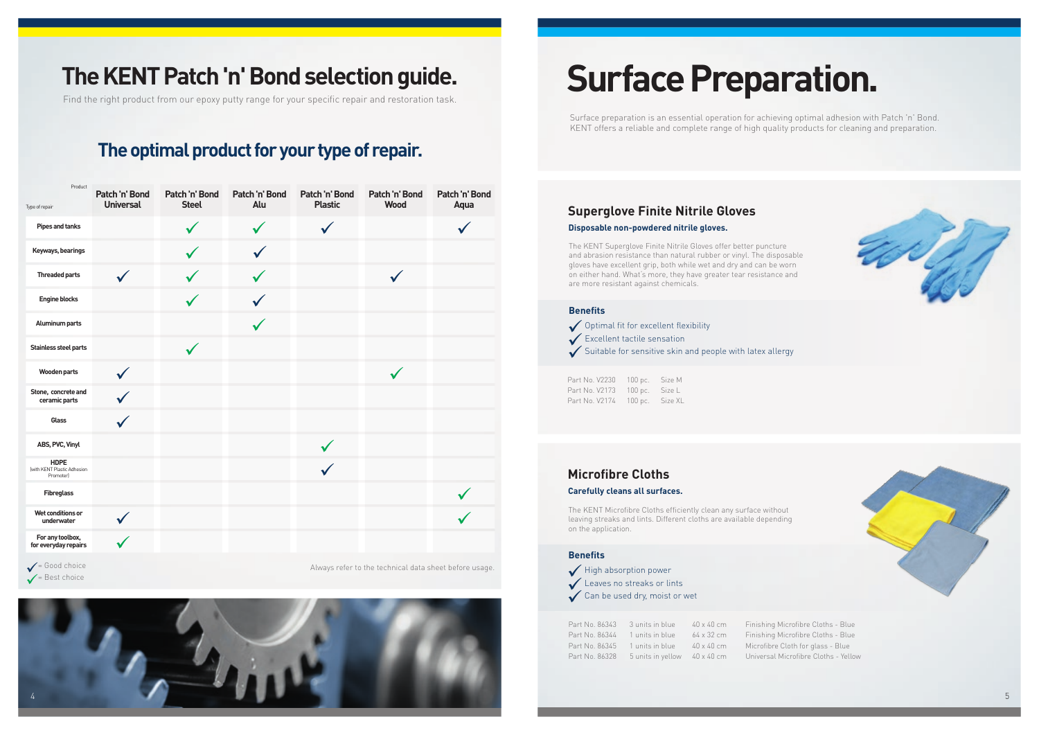# The KENT Patch 'n' Bond selection guide.

Find the right product from our epoxy putty range for your specific repair and restoration task.

## The optimal product for your type of repair.

| Type of repair / Product | Patch 'n' Bond Universal | Patch 'n' Bond Steel | Patch 'n' Bond Alu | Patch 'n' Bond Plastic | Patch 'n' Bond Wood | Patch 'n' Bond Aqua |
|---|---|---|---|---|---|---|
| Pipes and tanks | | ✔ | ✔ | ✓ | | ✓ |
| Keyways, bearings | | ✔ | ✓ | | | |
| Threaded parts | ✓ | ✔ | ✔ | | ✓ | |
| Engine blocks | | ✔ | ✓ | | | |
| Aluminum parts | | | ✔ | | | |
| Stainless steel parts | | ✔ | | | | |
| Wooden parts | ✓ | | | | ✔ | |
| Stone, concrete and ceramic parts | ✓ | | | | | |
| Glass | ✓ | | | | | |
| ABS, PVC, Vinyl | | | | ✔ | | |
| HDPE (with KENT Plastic Adhesion Promoter) | | | | ✓ | | |
| Fibreglass | | | | | | ✔ |
| Wet conditions or underwater | ✓ | | | | | ✔ |
| For any toolbox, for everyday repairs | ✔ | | | | | |

✓ = Good choice
✔ = Best choice

Always refer to the technical data sheet before usage.

# Surface Preparation.

Surface preparation is an essential operation for achieving optimal adhesion with Patch 'n' Bond. KENT offers a reliable and complete range of high quality products for cleaning and preparation.

## Superglove Finite Nitrile Gloves

**Disposable non-powdered nitrile gloves.**

The KENT Superglove Finite Nitrile Gloves offer better puncture and abrasion resistance than natural rubber or vinyl. The disposable gloves have excellent grip, both while wet and dry and can be worn on either hand. What's more, they have greater tear resistance and are more resistant against chemicals.

### Benefits

- ✓ Optimal fit for excellent flexibility
- ✓ Excellent tactile sensation
- ✓ Suitable for sensitive skin and people with latex allergy

| Part No. | Quantity | Size |
|---|---|---|
| Part No. V2230 | 100 pc. | Size M |
| Part No. V2173 | 100 pc. | Size L |
| Part No. V2174 | 100 pc. | Size XL |

## Microfibre Cloths

**Carefully cleans all surfaces.**

The KENT Microfibre Cloths efficiently clean any surface without leaving streaks and lints. Different cloths are available depending on the application.

### Benefits

- ✓ High absorption power
- ✓ Leaves no streaks or lints
- ✓ Can be used dry, moist or wet

| Part No. | Units | Size | Description |
|---|---|---|---|
| Part No. 86343 | 3 units in blue | 40 x 40 cm | Finishing Microfibre Cloths - Blue |
| Part No. 86344 | 1 units in blue | 64 x 32 cm | Finishing Microfibre Cloths - Blue |
| Part No. 86345 | 1 units in blue | 40 x 40 cm | Microfibre Cloth for glass - Blue |
| Part No. 86328 | 5 units in yellow | 40 x 40 cm | Universal Microfibre Cloths - Yellow |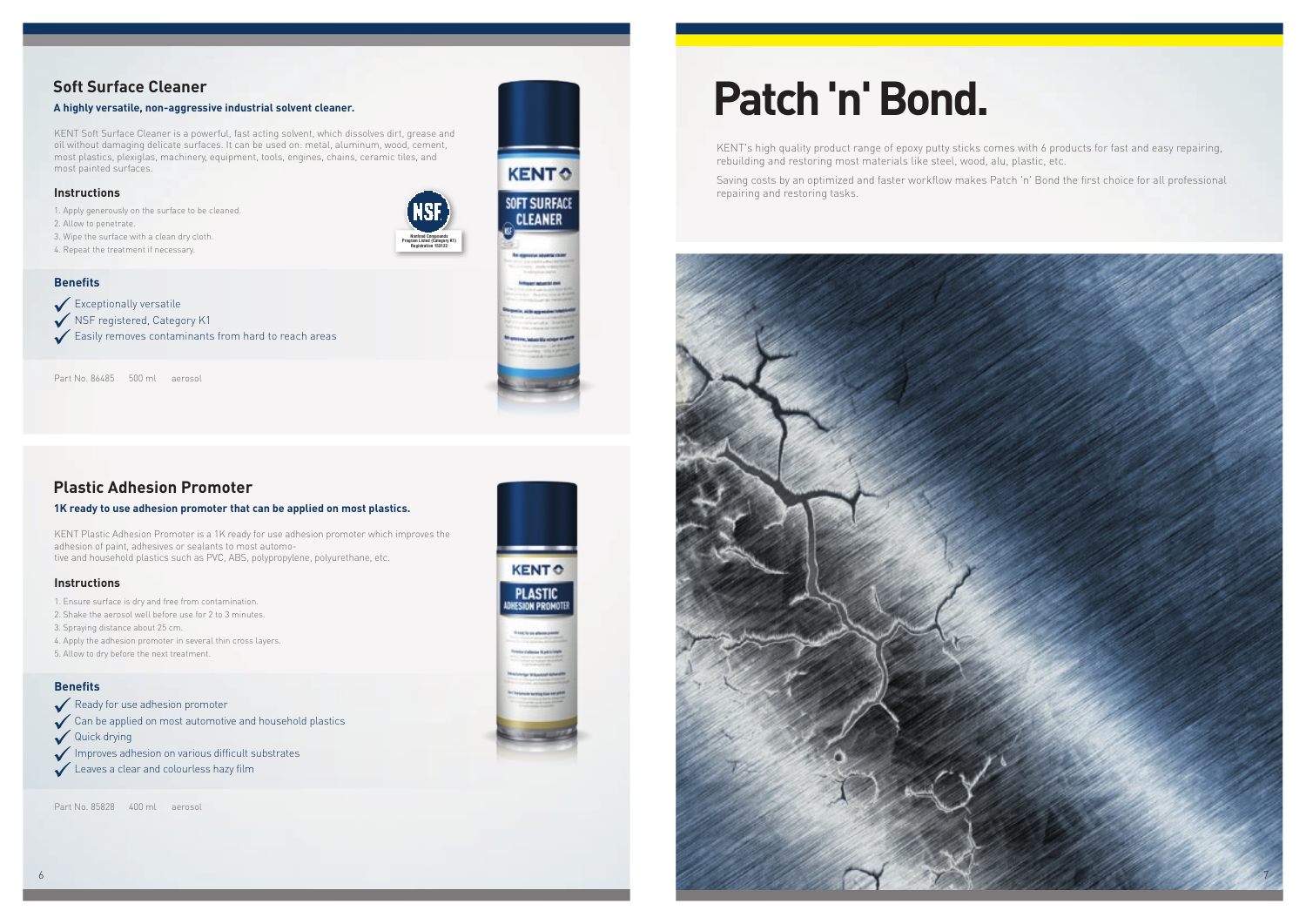## Soft Surface Cleaner

**A highly versatile, non-aggressive industrial solvent cleaner.**

KENT Soft Surface Cleaner is a powerful, fast acting solvent, which dissolves dirt, grease and oil without damaging delicate surfaces. It can be used on: metal, aluminum, wood, cement, most plastics, plexiglas, machinery, equipment, tools, engines, chains, ceramic tiles, and most painted surfaces.

### Instructions

1. Apply generously on the surface to be cleaned.
2. Allow to penetrate.
3. Wipe the surface with a clean dry cloth.
4. Repeat the treatment if necessary.

NSF
Nonfood Compounds Program Listed (Category K1) Registration 150132

### Benefits

- ✓ Exceptionally versatile
- ✓ NSF registered, Category K1
- ✓ Easily removes contaminants from hard to reach areas

Part No. 86485 500 ml aerosol

## Plastic Adhesion Promoter

**1K ready to use adhesion promoter that can be applied on most plastics.**

KENT Plastic Adhesion Promoter is a 1K ready for use adhesion promoter which improves the adhesion of paint, adhesives or sealants to most automotive and household plastics such as PVC, ABS, polypropylene, polyurethane, etc.

### Instructions

1. Ensure surface is dry and free from contamination.
2. Shake the aerosol well before use for 2 to 3 minutes.
3. Spraying distance about 25 cm.
4. Apply the adhesion promoter in several thin cross layers.
5. Allow to dry before the next treatment.

### Benefits

- ✓ Ready for use adhesion promoter
- ✓ Can be applied on most automotive and household plastics
- ✓ Quick drying
- ✓ Improves adhesion on various difficult substrates
- ✓ Leaves a clear and colourless hazy film

Part No. 85828 400 ml aerosol

# Patch 'n' Bond.

KENT's high quality product range of epoxy putty sticks comes with 6 products for fast and easy repairing, rebuilding and restoring most materials like steel, wood, alu, plastic, etc.

Saving costs by an optimized and faster workflow makes Patch 'n' Bond the first choice for all professional repairing and restoring tasks.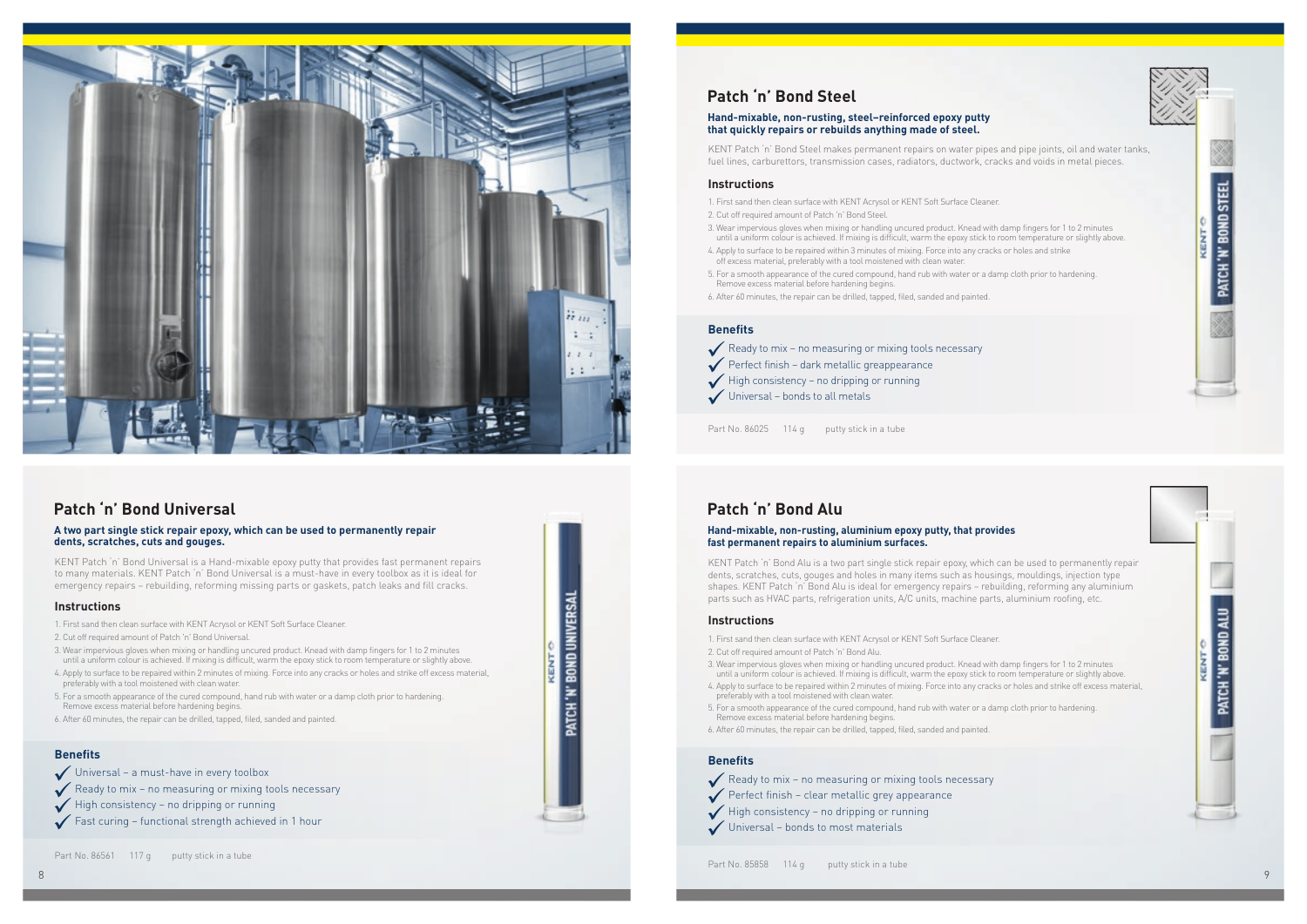## Patch 'n' Bond Steel

**Hand-mixable, non-rusting, steel-reinforced epoxy putty that quickly repairs or rebuilds anything made of steel.**

KENT Patch 'n' Bond Steel makes permanent repairs on water pipes and pipe joints, oil and water tanks, fuel lines, carburettors, transmission cases, radiators, ductwork, cracks and voids in metal pieces.

### Instructions

1. First sand then clean surface with KENT Acrysol or KENT Soft Surface Cleaner.
2. Cut off required amount of Patch 'n' Bond Steel.
3. Wear impervious gloves when mixing or handling uncured product. Knead with damp fingers for 1 to 2 minutes until a uniform colour is achieved. If mixing is difficult, warm the epoxy stick to room temperature or slightly above.
4. Apply to surface to be repaired within 3 minutes of mixing. Force into any cracks or holes and strike off excess material, preferably with a tool moistened with clean water.
5. For a smooth appearance of the cured compound, hand rub with water or a damp cloth prior to hardening. Remove excess material before hardening begins.
6. After 60 minutes, the repair can be drilled, tapped, filed, sanded and painted.

### Benefits

- ✓ Ready to mix – no measuring or mixing tools necessary
- ✓ Perfect finish – dark metallic greappearance
- ✓ High consistency – no dripping or running
- ✓ Universal – bonds to all metals

Part No. 86025 114 g putty stick in a tube

## Patch 'n' Bond Universal

**A two part single stick repair epoxy, which can be used to permanently repair dents, scratches, cuts and gouges.**

KENT Patch 'n' Bond Universal is a Hand-mixable epoxy putty that provides fast permanent repairs to many materials. KENT Patch 'n' Bond Universal is a must-have in every toolbox as it is ideal for emergency repairs – rebuilding, reforming missing parts or gaskets, patch leaks and fill cracks.

### Instructions

1. First sand then clean surface with KENT Acrysol or KENT Soft Surface Cleaner.
2. Cut off required amount of Patch 'n' Bond Universal.
3. Wear impervious gloves when mixing or handling uncured product. Knead with damp fingers for 1 to 2 minutes until a uniform colour is achieved. If mixing is difficult, warm the epoxy stick to room temperature or slightly above.
4. Apply to surface to be repaired within 2 minutes of mixing. Force into any cracks or holes and strike off excess material, preferably with a tool moistened with clean water.
5. For a smooth appearance of the cured compound, hand rub with water or a damp cloth prior to hardening. Remove excess material before hardening begins.
6. After 60 minutes, the repair can be drilled, tapped, filed, sanded and painted.

### Benefits

- ✓ Universal – a must-have in every toolbox
- ✓ Ready to mix – no measuring or mixing tools necessary
- ✓ High consistency – no dripping or running
- ✓ Fast curing – functional strength achieved in 1 hour

Part No. 86561 117 g putty stick in a tube

## Patch 'n' Bond Alu

**Hand-mixable, non-rusting, aluminium epoxy putty, that provides fast permanent repairs to aluminium surfaces.**

KENT Patch 'n' Bond Alu is a two part single stick repair epoxy, which can be used to permanently repair dents, scratches, cuts, gouges and holes in many items such as housings, mouldings, injection type shapes. KENT Patch 'n' Bond Alu is ideal for emergency repairs – rebuilding, reforming any aluminium parts such as HVAC parts, refrigeration units, A/C units, machine parts, aluminium roofing, etc.

### Instructions

1. First sand then clean surface with KENT Acrysol or KENT Soft Surface Cleaner.
2. Cut off required amount of Patch 'n' Bond Alu.
3. Wear impervious gloves when mixing or handling uncured product. Knead with damp fingers for 1 to 2 minutes until a uniform colour is achieved. If mixing is difficult, warm the epoxy stick to room temperature or slightly above.
4. Apply to surface to be repaired within 2 minutes of mixing. Force into any cracks or holes and strike off excess material, preferably with a tool moistened with clean water.
5. For a smooth appearance of the cured compound, hand rub with water or a damp cloth prior to hardening. Remove excess material before hardening begins.
6. After 60 minutes, the repair can be drilled, tapped, filed, sanded and painted.

### Benefits

- ✓ Ready to mix – no measuring or mixing tools necessary
- ✓ Perfect finish – clear metallic grey appearance
- ✓ High consistency – no dripping or running
- ✓ Universal – bonds to most materials

Part No. 85858 114 g putty stick in a tube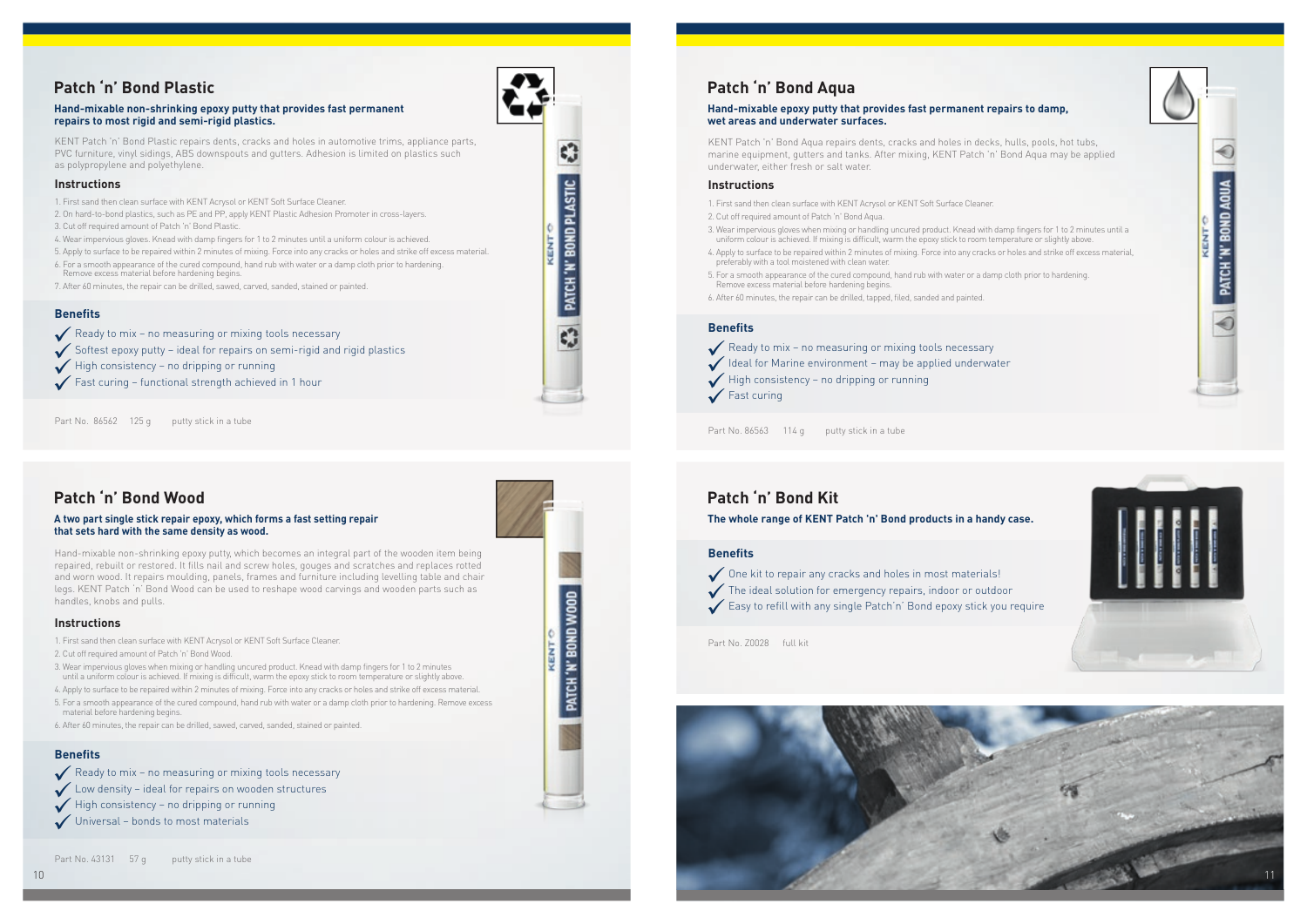## Patch 'n' Bond Plastic

**Hand-mixable non-shrinking epoxy putty that provides fast permanent repairs to most rigid and semi-rigid plastics.**

KENT Patch 'n' Bond Plastic repairs dents, cracks and holes in automotive trims, appliance parts, PVC furniture, vinyl sidings, ABS downspouts and gutters. Adhesion is limited on plastics such as polypropylene and polyethylene.

### Instructions

1. First sand then clean surface with KENT Acrysol or KENT Soft Surface Cleaner.
2. On hard-to-bond plastics, such as PE and PP, apply KENT Plastic Adhesion Promoter in cross-layers.
3. Cut off required amount of Patch 'n' Bond Plastic.
4. Wear impervious gloves. Knead with damp fingers for 1 to 2 minutes until a uniform colour is achieved.
5. Apply to surface to be repaired within 2 minutes of mixing. Force into any cracks or holes and strike off excess material.
6. For a smooth appearance of the cured compound, hand rub with water or a damp cloth prior to hardening. Remove excess material before hardening begins.
7. After 60 minutes, the repair can be drilled, sawed, carved, sanded, stained or painted.

### Benefits

- ✓ Ready to mix – no measuring or mixing tools necessary
- ✓ Softest epoxy putty – ideal for repairs on semi-rigid and rigid plastics
- ✓ High consistency – no dripping or running
- ✓ Fast curing – functional strength achieved in 1 hour

Part No. 86562 125 g putty stick in a tube

## Patch 'n' Bond Wood

**A two part single stick repair epoxy, which forms a fast setting repair that sets hard with the same density as wood.**

Hand-mixable non-shrinking epoxy putty, which becomes an integral part of the wooden item being repaired, rebuilt or restored. It fills nail and screw holes, gouges and scratches and replaces rotted and worn wood. It repairs moulding, panels, frames and furniture including levelling table and chair legs. KENT Patch 'n' Bond Wood can be used to reshape wood carvings and wooden parts such as handles, knobs and pulls.

### Instructions

1. First sand then clean surface with KENT Acrysol or KENT Soft Surface Cleaner.
2. Cut off required amount of Patch 'n' Bond Wood.
3. Wear impervious gloves when mixing or handling uncured product. Knead with damp fingers for 1 to 2 minutes until a uniform colour is achieved. If mixing is difficult, warm the epoxy stick to room temperature or slightly above.
4. Apply to surface to be repaired within 2 minutes of mixing. Force into any cracks or holes and strike off excess material.
5. For a smooth appearance of the cured compound, hand rub with water or a damp cloth prior to hardening. Remove excess material before hardening begins.
6. After 60 minutes, the repair can be drilled, sawed, carved, sanded, stained or painted.

### Benefits

- ✓ Ready to mix – no measuring or mixing tools necessary
- ✓ Low density – ideal for repairs on wooden structures
- ✓ High consistency – no dripping or running
- ✓ Universal – bonds to most materials

Part No. 43131 57 g putty stick in a tube

## Patch 'n' Bond Aqua

**Hand-mixable epoxy putty that provides fast permanent repairs to damp, wet areas and underwater surfaces.**

KENT Patch 'n' Bond Aqua repairs dents, cracks and holes in decks, hulls, pools, hot tubs, marine equipment, gutters and tanks. After mixing, KENT Patch 'n' Bond Aqua may be applied underwater, either fresh or salt water.

### Instructions

1. First sand then clean surface with KENT Acrysol or KENT Soft Surface Cleaner.
2. Cut off required amount of Patch 'n' Bond Aqua.
3. Wear impervious gloves when mixing or handling uncured product. Knead with damp fingers for 1 to 2 minutes until a uniform colour is achieved. If mixing is difficult, warm the epoxy stick to room temperature or slightly above.
4. Apply to surface to be repaired within 2 minutes of mixing. Force into any cracks or holes and strike off excess material, preferably with a tool moistened with clean water.
5. For a smooth appearance of the cured compound, hand rub with water or a damp cloth prior to hardening. Remove excess material before hardening begins.
6. After 60 minutes, the repair can be drilled, tapped, filed, sanded and painted.

### Benefits

- ✓ Ready to mix – no measuring or mixing tools necessary
- ✓ Ideal for Marine environment – may be applied underwater
- ✓ High consistency – no dripping or running
- ✓ Fast curing

Part No. 86563 114 g putty stick in a tube

## Patch 'n' Bond Kit

**The whole range of KENT Patch 'n' Bond products in a handy case.**

### Benefits

- ✓ One kit to repair any cracks and holes in most materials!
- ✓ The ideal solution for emergency repairs, indoor or outdoor
- ✓ Easy to refill with any single Patch'n' Bond epoxy stick you require

Part No. Z0028 full kit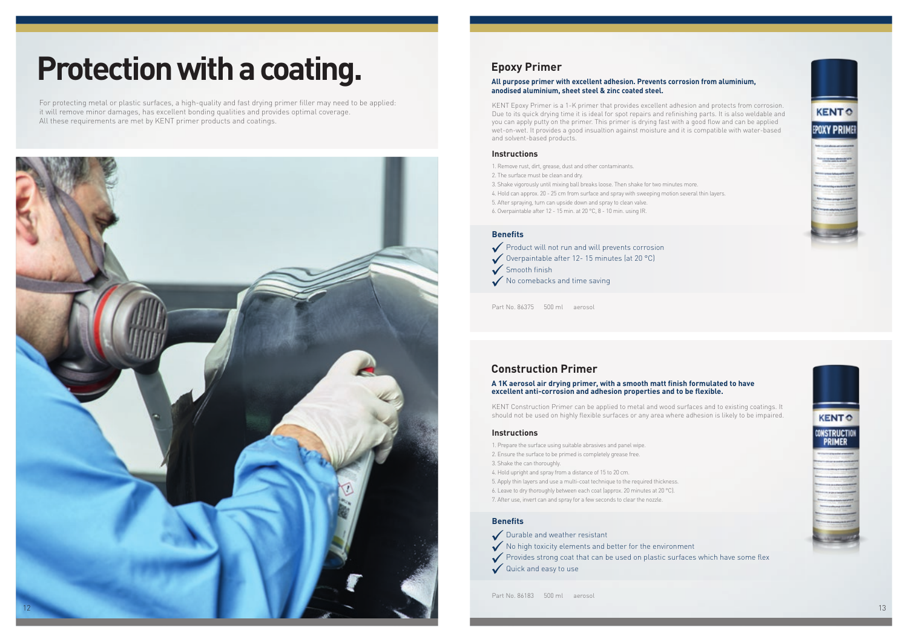# Protection with a coating.

For protecting metal or plastic surfaces, a high-quality and fast drying primer filler may need to be applied: it will remove minor damages, has excellent bonding qualities and provides optimal coverage. All these requirements are met by KENT primer products and coatings.

## Epoxy Primer

**All purpose primer with excellent adhesion. Prevents corrosion from aluminium, anodised aluminium, sheet steel & zinc coated steel.**

KENT Epoxy Primer is a 1-K primer that provides excellent adhesion and protects from corrosion. Due to its quick drying time it is ideal for spot repairs and refinishing parts. It is also weldable and you can apply putty on the primer. This primer is drying fast with a good flow and can be applied wet-on-wet. It provides a good insualtion against moisture and it is compatible with water-based and solvent-based products.

### Instructions

1. Remove rust, dirt, grease, dust and other contaminants.
2. The surface must be clean and dry.
3. Shake vigorously until mixing ball breaks loose. Then shake for two minutes more.
4. Hold can approx. 20 - 25 cm from surface and spray with sweeping motion several thin layers.
5. After spraying, turn can upside down and spray to clean valve.
6. Overpaintable after 12 - 15 min. at 20 °C, 8 - 10 min. using IR.

### Benefits

- ✓ Product will not run and will prevents corrosion
- ✓ Overpaintable after 12- 15 minutes (at 20 °C)
- ✓ Smooth finish
- ✓ No comebacks and time saving

Part No. 86375 500 ml aerosol

## Construction Primer

**A 1K aerosol air drying primer, with a smooth matt finish formulated to have excellent anti-corrosion and adhesion properties and to be flexible.**

KENT Construction Primer can be applied to metal and wood surfaces and to existing coatings. It should not be used on highly flexible surfaces or any area where adhesion is likely to be impaired.

### Instructions

1. Prepare the surface using suitable abrasives and panel wipe.
2. Ensure the surface to be primed is completely grease free.
3. Shake the can thoroughly.
4. Hold upright and spray from a distance of 15 to 20 cm.
5. Apply thin layers and use a multi-coat technique to the required thickness.
6. Leave to dry thoroughly between each coat (approx. 20 minutes at 20 °C).
7. After use, invert can and spray for a few seconds to clear the nozzle.

### Benefits

- ✓ Durable and weather resistant
- ✓ No high toxicity elements and better for the environment
- ✓ Provides strong coat that can be used on plastic surfaces which have some flex
- ✓ Quick and easy to use

Part No. 86183 500 ml aerosol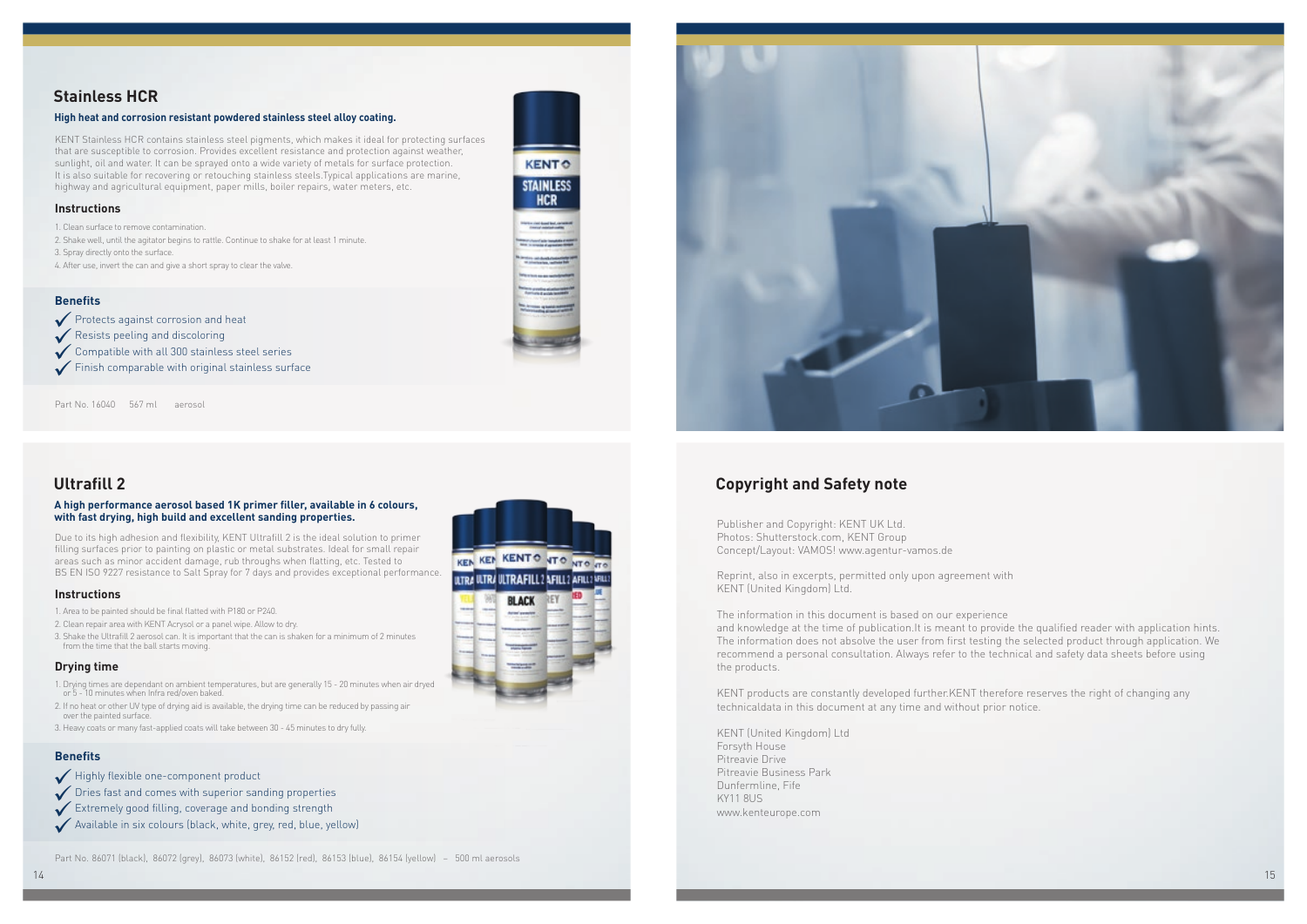## Stainless HCR

**High heat and corrosion resistant powdered stainless steel alloy coating.**

KENT Stainless HCR contains stainless steel pigments, which makes it ideal for protecting surfaces that are susceptible to corrosion. Provides excellent resistance and protection against weather, sunlight, oil and water. It can be sprayed onto a wide variety of metals for surface protection. It is also suitable for recovering or retouching stainless steels.Typical applications are marine, highway and agricultural equipment, paper mills, boiler repairs, water meters, etc.

### Instructions

1. Clean surface to remove contamination.
2. Shake well, until the agitator begins to rattle. Continue to shake for at least 1 minute.
3. Spray directly onto the surface.
4. After use, invert the can and give a short spray to clear the valve.

### Benefits

- ✓ Protects against corrosion and heat
- ✓ Resists peeling and discoloring
- ✓ Compatible with all 300 stainless steel series
- ✓ Finish comparable with original stainless surface

Part No. 16040 567 ml aerosol

## Ultrafill 2

**A high performance aerosol based 1K primer filler, available in 6 colours, with fast drying, high build and excellent sanding properties.**

Due to its high adhesion and flexibility, KENT Ultrafill 2 is the ideal solution to primer filling surfaces prior to painting on plastic or metal substrates. Ideal for small repair areas such as minor accident damage, rub throughs when flatting, etc. Tested to BS EN ISO 9227 resistance to Salt Spray for 7 days and provides exceptional performance.

### Instructions

1. Area to be painted should be final flatted with P180 or P240.
2. Clean repair area with KENT Acrysol or a panel wipe. Allow to dry.
3. Shake the Ultrafill 2 aerosol can. It is important that the can is shaken for a minimum of 2 minutes from the time that the ball starts moving.

### Drying time

1. Drying times are dependant on ambient temperatures, but are generally 15 - 20 minutes when air dryed or 5 - 10 minutes when Infra red/oven baked.
2. If no heat or other UV type of drying aid is available, the drying time can be reduced by passing air over the painted surface.
3. Heavy coats or many fast-applied coats will take between 30 - 45 minutes to dry fully.

### Benefits

- ✓ Highly flexible one-component product
- ✓ Dries fast and comes with superior sanding properties
- ✓ Extremely good filling, coverage and bonding strength
- ✓ Available in six colours (black, white, grey, red, blue, yellow)

Part No. 86071 (black), 86072 (grey), 86073 (white), 86152 (red), 86153 (blue), 86154 (yellow) – 500 ml aerosols

## Copyright and Safety note

Publisher and Copyright: KENT UK Ltd.
Photos: Shutterstock.com, KENT Group
Concept/Layout: VAMOS! www.agentur-vamos.de

Reprint, also in excerpts, permitted only upon agreement with KENT (United Kingdom) Ltd.

The information in this document is based on our experience and knowledge at the time of publication.It is meant to provide the qualified reader with application hints. The information does not absolve the user from first testing the selected product through application. We recommend a personal consultation. Always refer to the technical and safety data sheets before using the products.

KENT products are constantly developed further.KENT therefore reserves the right of changing any technicaldata in this document at any time and without prior notice.

KENT (United Kingdom) Ltd
Forsyth House
Pitreavie Drive
Pitreavie Business Park
Dunfermline, Fife
KY11 8US
www.kenteurope.com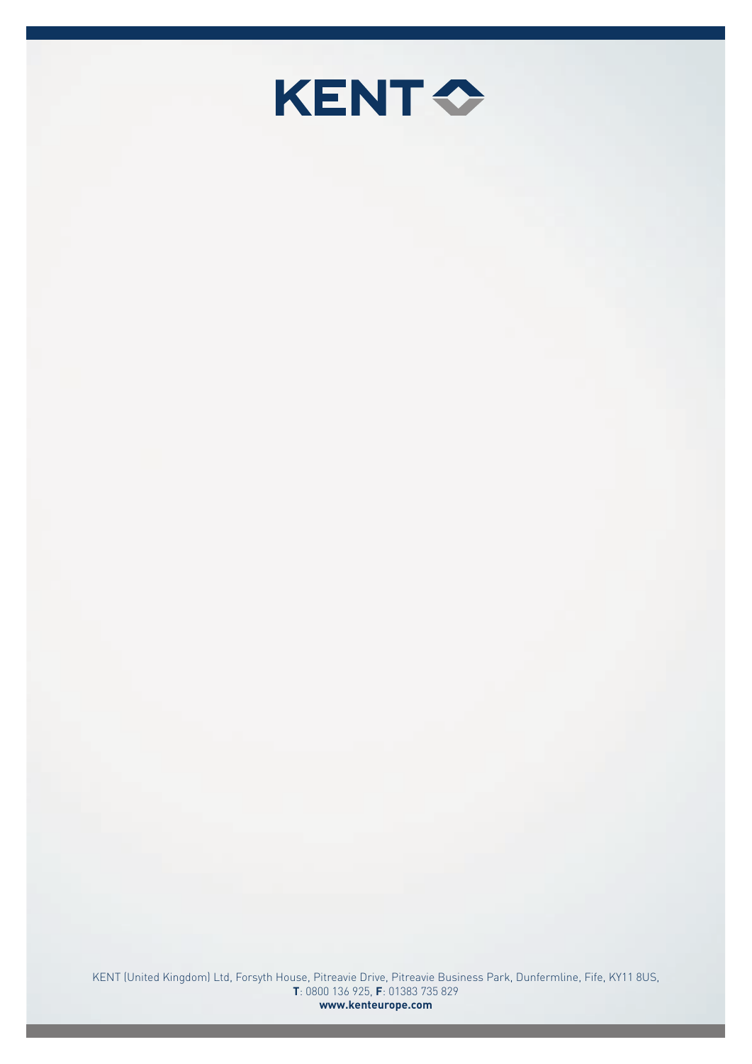# KENT

KENT (United Kingdom) Ltd, Forsyth House, Pitreavie Drive, Pitreavie Business Park, Dunfermline, Fife, KY11 8US,
**T**: 0800 136 925, **F**: 01383 735 829
**www.kenteurope.com**